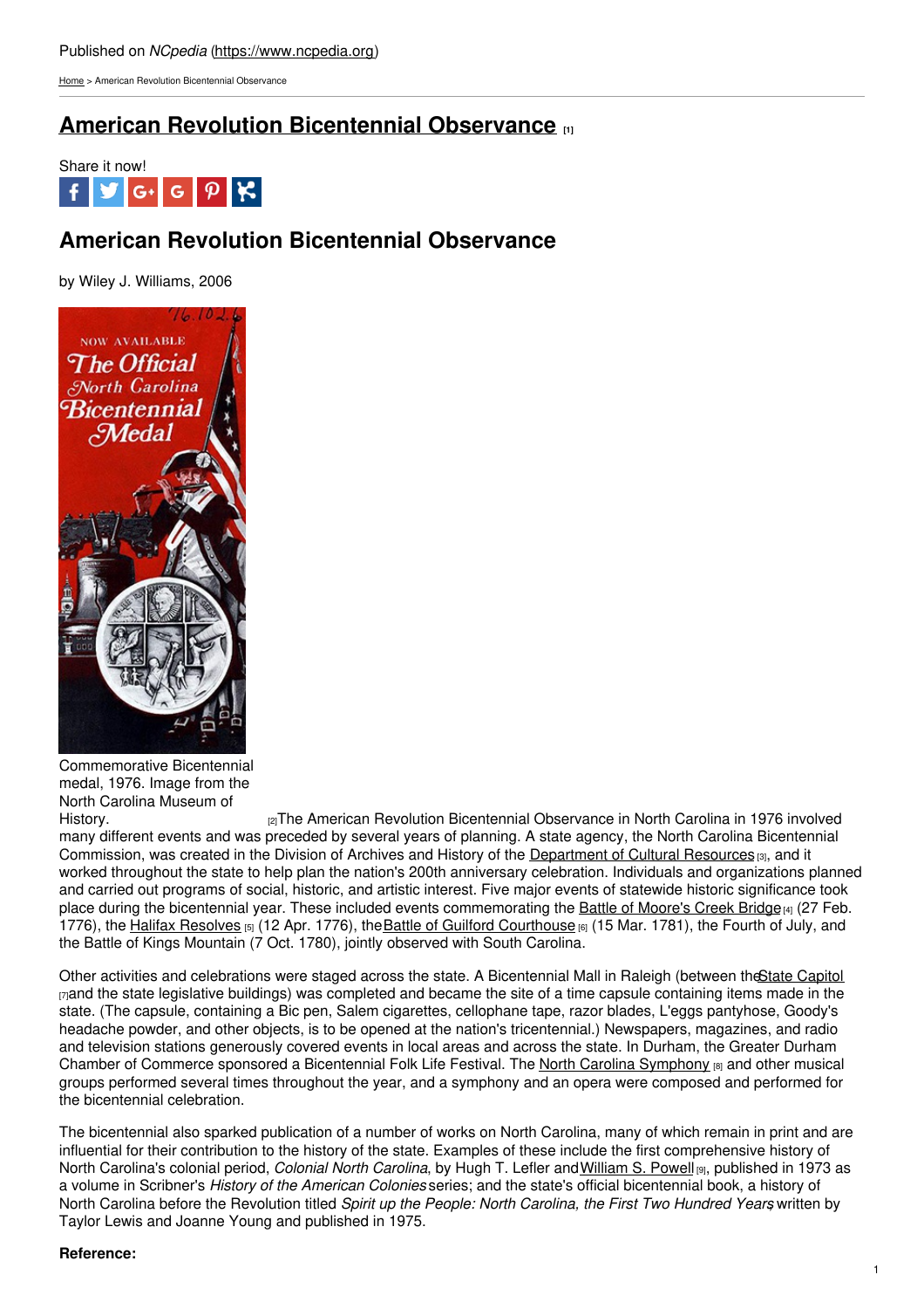Published on *NCpedia* (https://www.ncpedia.org)

Home > American Revolution Bicentennial Observance

# American Revolution Bicentennial Observance [1]

Share it now!

## American Revolution Bicentennial Observance

by Wiley J. Williams, 2006

Commemorative Bicentennial medal, 1976. Image from the North Carolina Museum of History. [2]

The American Revolution Bicentennial Observance in North Carolina in 1976 involved many different events and was preceded by several years of planning. A state agency, the North Carolina Bicentennial Commission, was created in the Division of Archives and History of the Department of Cultural Resources [3], and it worked throughout the state to help plan the nation's 200th anniversary celebration. Individuals and organizations planned and carried out programs of social, historic, and artistic interest. Five major events of statewide historic significance took place during the bicentennial year. These included events commemorating the Battle of Moore's Creek Bridge [4] (27 Feb. 1776), the Halifax Resolves [5] (12 Apr. 1776), the Battle of Guilford Courthouse [6] (15 Mar. 1781), the Fourth of July, and the Battle of Kings Mountain (7 Oct. 1780), jointly observed with South Carolina.

Other activities and celebrations were staged across the state. A Bicentennial Mall in Raleigh (between the State Capitol [7] and the state legislative buildings) was completed and became the site of a time capsule containing items made in the state. (The capsule, containing a Bic pen, Salem cigarettes, cellophane tape, razor blades, L'eggs pantyhose, Goody's headache powder, and other objects, is to be opened at the nation's tricentennial.) Newspapers, magazines, and radio and television stations generously covered events in local areas and across the state. In Durham, the Greater Durham Chamber of Commerce sponsored a Bicentennial Folk Life Festival. The North Carolina Symphony [8] and other musical groups performed several times throughout the year, and a symphony and an opera were composed and performed for the bicentennial celebration.

The bicentennial also sparked publication of a number of works on North Carolina, many of which remain in print and are influential for their contribution to the history of the state. Examples of these include the first comprehensive history of North Carolina's colonial period, *Colonial North Carolina*, by Hugh T. Lefler and William S. Powell [9], published in 1973 as a volume in Scribner's *History of the American Colonies* series; and the state's official bicentennial book, a history of North Carolina before the Revolution titled *Spirit up the People: North Carolina, the First Two Hundred Years*, written by Taylor Lewis and Joanne Young and published in 1975.

**Reference:**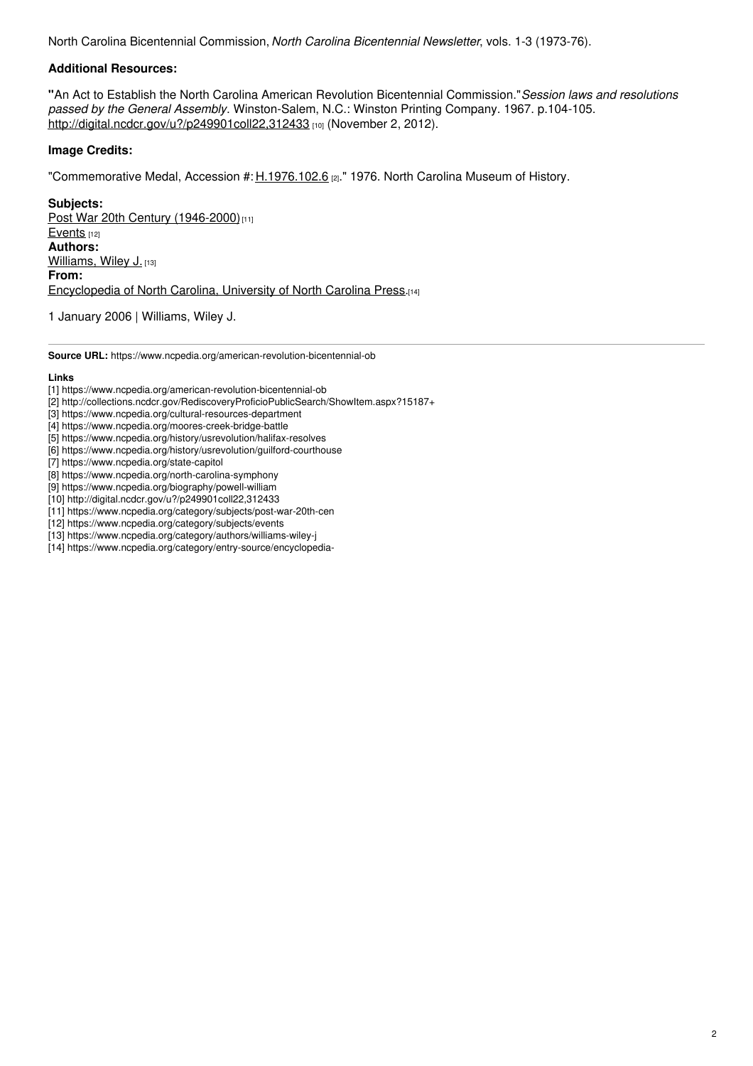North Carolina Bicentennial Commission, *North Carolina Bicentennial Newsletter*, vols. 1-3 (1973-76).

**Additional Resources:**

"An Act to Establish the North Carolina American Revolution Bicentennial Commission." *Session laws and resolutions passed by the General Assembly*. Winston-Salem, N.C.: Winston Printing Company. 1967. p.104-105. http://digital.ncdcr.gov/u?/p249901coll22,312433 [10] (November 2, 2012).

**Image Credits:**

"Commemorative Medal, Accession #: H.1976.102.6 [2]." 1976. North Carolina Museum of History.

**Subjects:**
Post War 20th Century (1946-2000) [11]
Events [12]
**Authors:**
Williams, Wiley J. [13]
**From:**
Encyclopedia of North Carolina, University of North Carolina Press. [14]

1 January 2006 | Williams, Wiley J.

**Source URL:** https://www.ncpedia.org/american-revolution-bicentennial-ob

**Links**
[1] https://www.ncpedia.org/american-revolution-bicentennial-ob
[2] http://collections.ncdcr.gov/RediscoveryProficioPublicSearch/ShowItem.aspx?15187+
[3] https://www.ncpedia.org/cultural-resources-department
[4] https://www.ncpedia.org/moores-creek-bridge-battle
[5] https://www.ncpedia.org/history/usrevolution/halifax-resolves
[6] https://www.ncpedia.org/history/usrevolution/guilford-courthouse
[7] https://www.ncpedia.org/state-capitol
[8] https://www.ncpedia.org/north-carolina-symphony
[9] https://www.ncpedia.org/biography/powell-william
[10] http://digital.ncdcr.gov/u?/p249901coll22,312433
[11] https://www.ncpedia.org/category/subjects/post-war-20th-cen
[12] https://www.ncpedia.org/category/subjects/events
[13] https://www.ncpedia.org/category/authors/williams-wiley-j
[14] https://www.ncpedia.org/category/entry-source/encyclopedia-